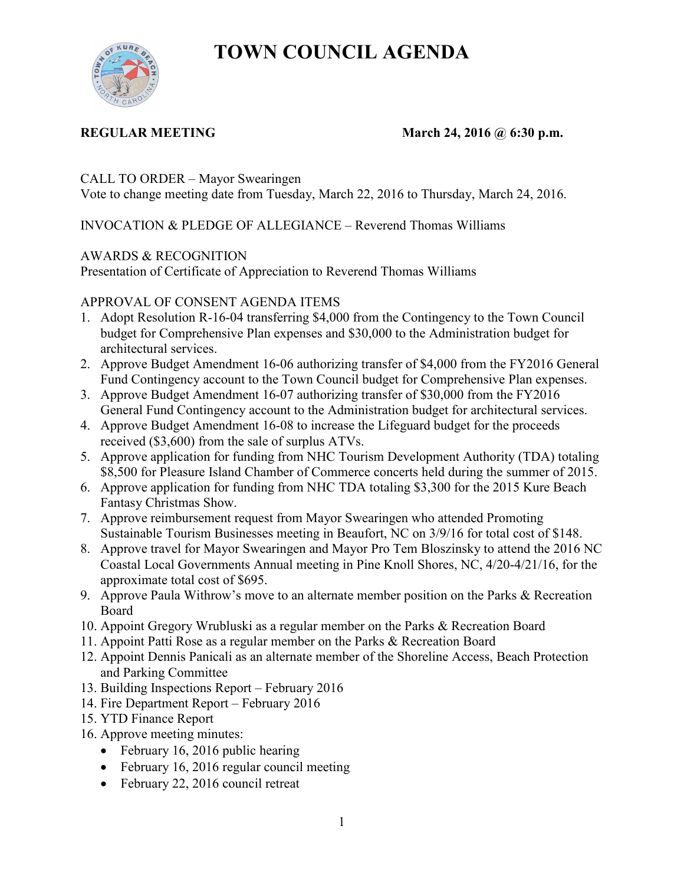# TOWN COUNCIL AGENDA

**REGULAR MEETING** **March 24, 2016 @ 6:30 p.m.**

CALL TO ORDER – Mayor Swearingen
Vote to change meeting date from Tuesday, March 22, 2016 to Thursday, March 24, 2016.

INVOCATION & PLEDGE OF ALLEGIANCE – Reverend Thomas Williams

AWARDS & RECOGNITION
Presentation of Certificate of Appreciation to Reverend Thomas Williams

APPROVAL OF CONSENT AGENDA ITEMS

1. Adopt Resolution R-16-04 transferring $4,000 from the Contingency to the Town Council budget for Comprehensive Plan expenses and $30,000 to the Administration budget for architectural services.
2. Approve Budget Amendment 16-06 authorizing transfer of $4,000 from the FY2016 General Fund Contingency account to the Town Council budget for Comprehensive Plan expenses.
3. Approve Budget Amendment 16-07 authorizing transfer of $30,000 from the FY2016 General Fund Contingency account to the Administration budget for architectural services.
4. Approve Budget Amendment 16-08 to increase the Lifeguard budget for the proceeds received ($3,600) from the sale of surplus ATVs.
5. Approve application for funding from NHC Tourism Development Authority (TDA) totaling $8,500 for Pleasure Island Chamber of Commerce concerts held during the summer of 2015.
6. Approve application for funding from NHC TDA totaling $3,300 for the 2015 Kure Beach Fantasy Christmas Show.
7. Approve reimbursement request from Mayor Swearingen who attended Promoting Sustainable Tourism Businesses meeting in Beaufort, NC on 3/9/16 for total cost of $148.
8. Approve travel for Mayor Swearingen and Mayor Pro Tem Bloszinsky to attend the 2016 NC Coastal Local Governments Annual meeting in Pine Knoll Shores, NC, 4/20-4/21/16, for the approximate total cost of $695.
9. Approve Paula Withrow's move to an alternate member position on the Parks & Recreation Board
10. Appoint Gregory Wrubluski as a regular member on the Parks & Recreation Board
11. Appoint Patti Rose as a regular member on the Parks & Recreation Board
12. Appoint Dennis Panicali as an alternate member of the Shoreline Access, Beach Protection and Parking Committee
13. Building Inspections Report – February 2016
14. Fire Department Report – February 2016
15. YTD Finance Report
16. Approve meeting minutes:
    - February 16, 2016 public hearing
    - February 16, 2016 regular council meeting
    - February 22, 2016 council retreat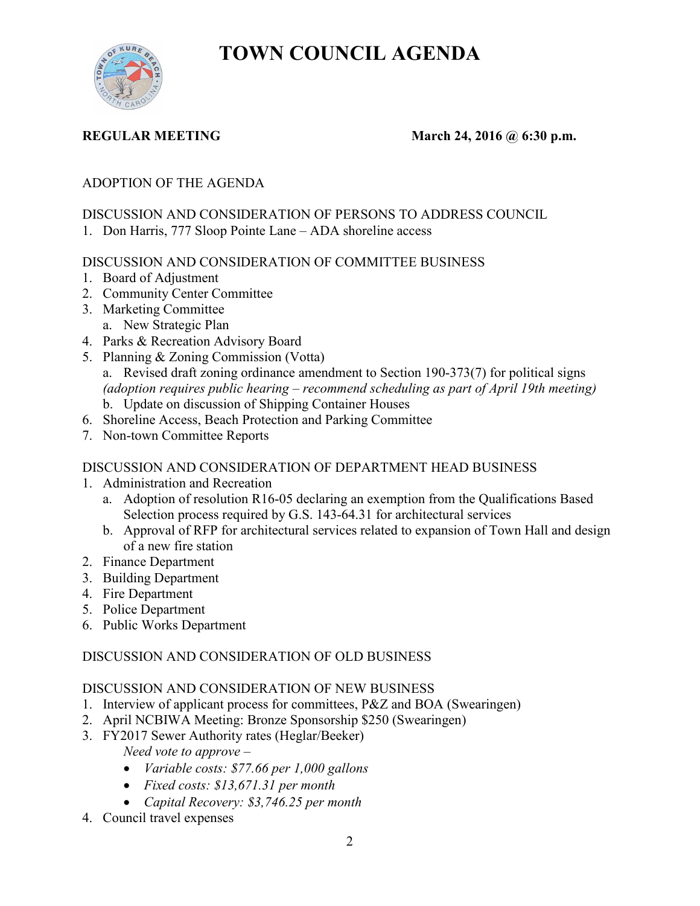# TOWN COUNCIL AGENDA

**REGULAR MEETING** **March 24, 2016 @ 6:30 p.m.**

ADOPTION OF THE AGENDA

DISCUSSION AND CONSIDERATION OF PERSONS TO ADDRESS COUNCIL

1. Don Harris, 777 Sloop Pointe Lane – ADA shoreline access

DISCUSSION AND CONSIDERATION OF COMMITTEE BUSINESS

1. Board of Adjustment
2. Community Center Committee
3. Marketing Committee
   a. New Strategic Plan
4. Parks & Recreation Advisory Board
5. Planning & Zoning Commission (Votta)
   a. Revised draft zoning ordinance amendment to Section 190-373(7) for political signs *(adoption requires public hearing – recommend scheduling as part of April 19th meeting)*
   b. Update on discussion of Shipping Container Houses
6. Shoreline Access, Beach Protection and Parking Committee
7. Non-town Committee Reports

DISCUSSION AND CONSIDERATION OF DEPARTMENT HEAD BUSINESS

1. Administration and Recreation
   a. Adoption of resolution R16-05 declaring an exemption from the Qualifications Based Selection process required by G.S. 143-64.31 for architectural services
   b. Approval of RFP for architectural services related to expansion of Town Hall and design of a new fire station
2. Finance Department
3. Building Department
4. Fire Department
5. Police Department
6. Public Works Department

DISCUSSION AND CONSIDERATION OF OLD BUSINESS

DISCUSSION AND CONSIDERATION OF NEW BUSINESS

1. Interview of applicant process for committees, P&Z and BOA (Swearingen)
2. April NCBIWA Meeting: Bronze Sponsorship $250 (Swearingen)
3. FY2017 Sewer Authority rates (Heglar/Beeker)
   *Need vote to approve –*
   - *Variable costs: $77.66 per 1,000 gallons*
   - *Fixed costs: $13,671.31 per month*
   - *Capital Recovery: $3,746.25 per month*
4. Council travel expenses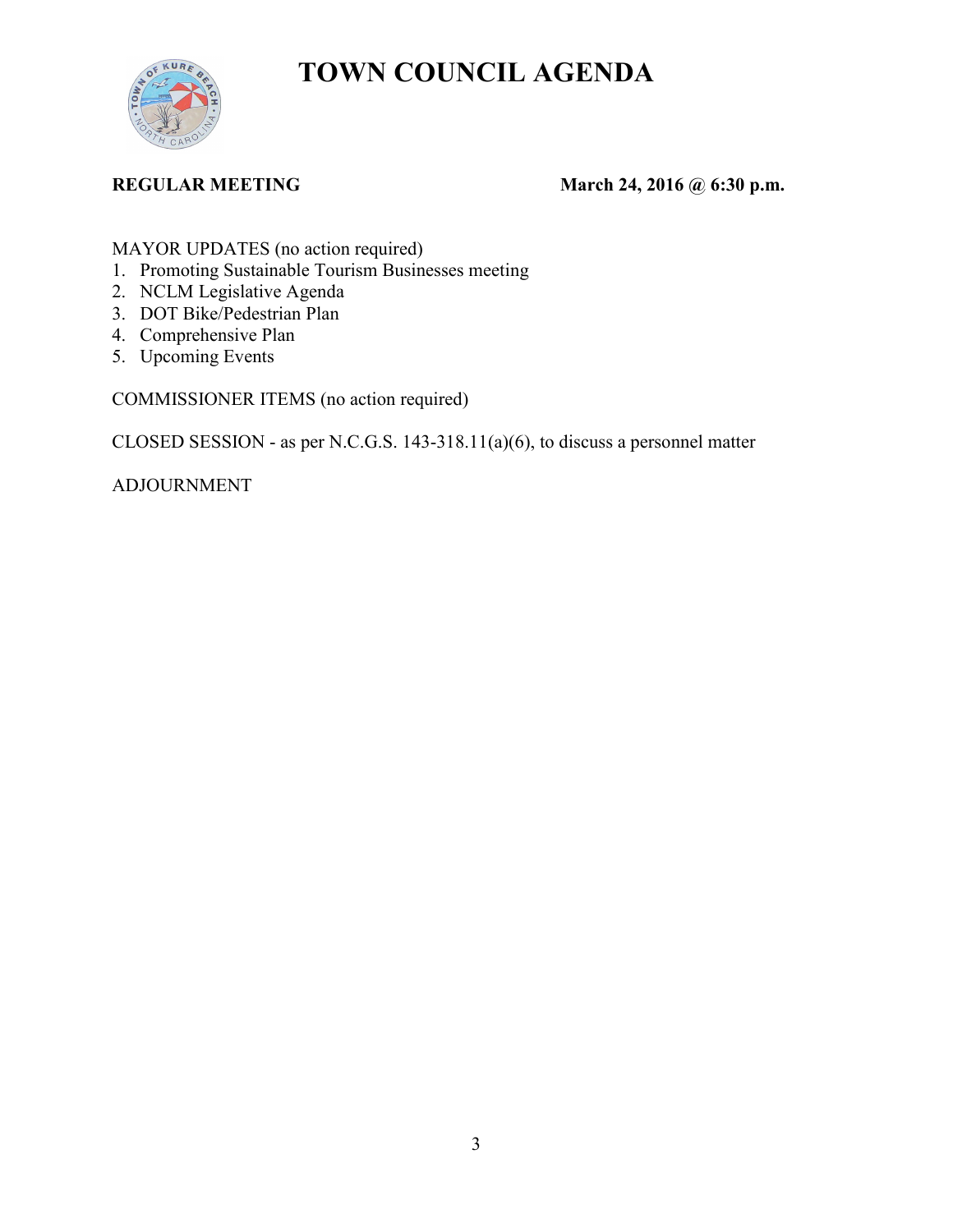# TOWN COUNCIL AGENDA

**REGULAR MEETING** **March 24, 2016 @ 6:30 p.m.**

MAYOR UPDATES (no action required)

1. Promoting Sustainable Tourism Businesses meeting
2. NCLM Legislative Agenda
3. DOT Bike/Pedestrian Plan
4. Comprehensive Plan
5. Upcoming Events

COMMISSIONER ITEMS (no action required)

CLOSED SESSION - as per N.C.G.S. 143-318.11(a)(6), to discuss a personnel matter

ADJOURNMENT